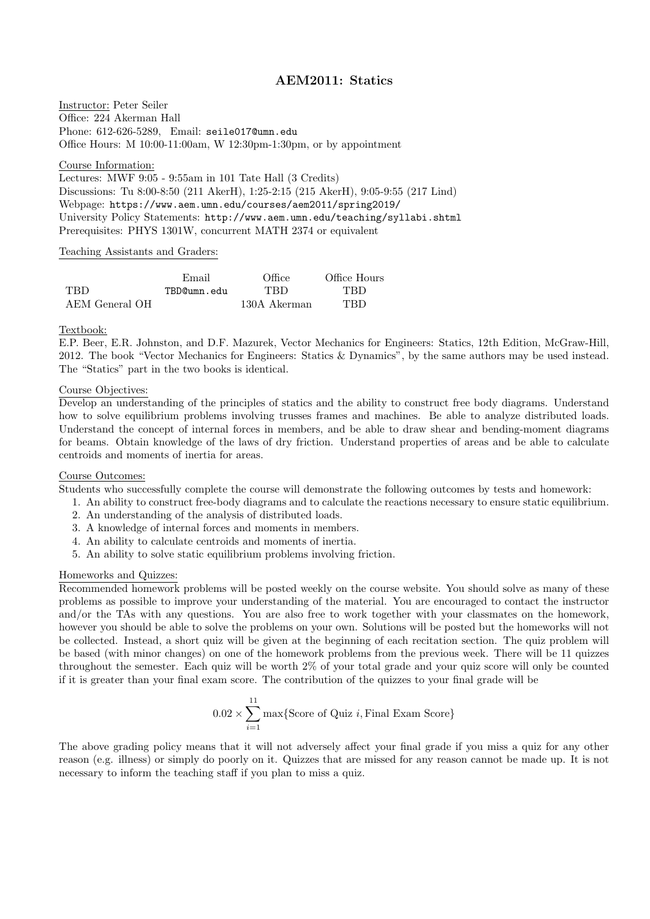# AEM2011: Statics

Instructor: Peter Seiler
Office: 224 Akerman Hall
Phone: 612-626-5289, Email: seile017@umn.edu
Office Hours: M 10:00-11:00am, W 12:30pm-1:30pm, or by appointment

Course Information:
Lectures: MWF 9:05 - 9:55am in 101 Tate Hall (3 Credits)
Discussions: Tu 8:00-8:50 (211 AkerH), 1:25-2:15 (215 AkerH), 9:05-9:55 (217 Lind)
Webpage: https://www.aem.umn.edu/courses/aem2011/spring2019/
University Policy Statements: http://www.aem.umn.edu/teaching/syllabi.shtml
Prerequisites: PHYS 1301W, concurrent MATH 2374 or equivalent

Teaching Assistants and Graders:

| | Email | Office | Office Hours |
|---|---|---|---|
| TBD | TBD@umn.edu | TBD | TBD |
| AEM General OH | | 130A Akerman | TBD |

Textbook:
E.P. Beer, E.R. Johnston, and D.F. Mazurek, Vector Mechanics for Engineers: Statics, 12th Edition, McGraw-Hill, 2012. The book "Vector Mechanics for Engineers: Statics & Dynamics", by the same authors may be used instead. The "Statics" part in the two books is identical.

Course Objectives:
Develop an understanding of the principles of statics and the ability to construct free body diagrams. Understand how to solve equilibrium problems involving trusses frames and machines. Be able to analyze distributed loads. Understand the concept of internal forces in members, and be able to draw shear and bending-moment diagrams for beams. Obtain knowledge of the laws of dry friction. Understand properties of areas and be able to calculate centroids and moments of inertia for areas.

Course Outcomes:
Students who successfully complete the course will demonstrate the following outcomes by tests and homework:

1. An ability to construct free-body diagrams and to calculate the reactions necessary to ensure static equilibrium.
2. An understanding of the analysis of distributed loads.
3. A knowledge of internal forces and moments in members.
4. An ability to calculate centroids and moments of inertia.
5. An ability to solve static equilibrium problems involving friction.

Homeworks and Quizzes:
Recommended homework problems will be posted weekly on the course website. You should solve as many of these problems as possible to improve your understanding of the material. You are encouraged to contact the instructor and/or the TAs with any questions. You are also free to work together with your classmates on the homework, however you should be able to solve the problems on your own. Solutions will be posted but the homeworks will not be collected. Instead, a short quiz will be given at the beginning of each recitation section. The quiz problem will be based (with minor changes) on one of the homework problems from the previous week. There will be 11 quizzes throughout the semester. Each quiz will be worth 2% of your total grade and your quiz score will only be counted if it is greater than your final exam score. The contribution of the quizzes to your final grade will be

$$0.02 \times \sum_{i=1}^{11} \max\{\text{Score of Quiz } i, \text{Final Exam Score}\}$$

The above grading policy means that it will not adversely affect your final grade if you miss a quiz for any other reason (e.g. illness) or simply do poorly on it. Quizzes that are missed for any reason cannot be made up. It is not necessary to inform the teaching staff if you plan to miss a quiz.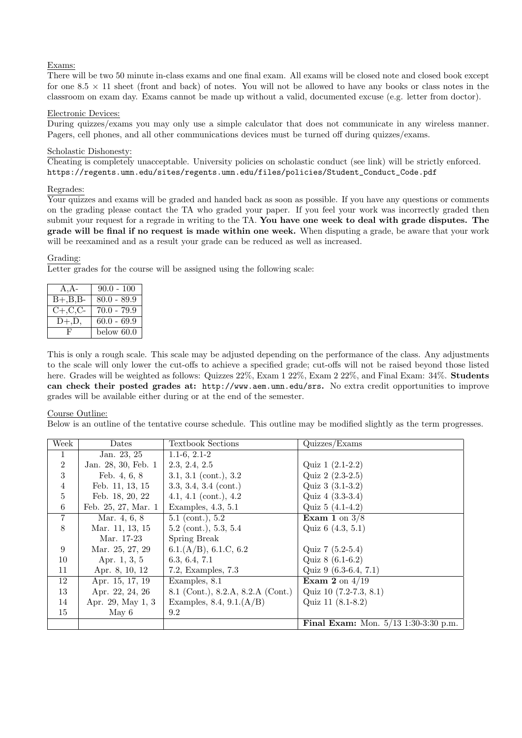## Exams:

There will be two 50 minute in-class exams and one final exam. All exams will be closed note and closed book except for one $8.5 \times 11$ sheet (front and back) of notes. You will not be allowed to have any books or class notes in the classroom on exam day. Exams cannot be made up without a valid, documented excuse (e.g. letter from doctor).

## Electronic Devices:

During quizzes/exams you may only use a simple calculator that does not communicate in any wireless manner. Pagers, cell phones, and all other communications devices must be turned off during quizzes/exams.

## Scholastic Dishonesty:

Cheating is completely unacceptable. University policies on scholastic conduct (see link) will be strictly enforced.
`https://regents.umn.edu/sites/regents.umn.edu/files/policies/Student_Conduct_Code.pdf`

## Regrades:

Your quizzes and exams will be graded and handed back as soon as possible. If you have any questions or comments on the grading please contact the TA who graded your paper. If you feel your work was incorrectly graded then submit your request for a regrade in writing to the TA. **You have one week to deal with grade disputes. The grade will be final if no request is made within one week.** When disputing a grade, be aware that your work will be reexamined and as a result your grade can be reduced as well as increased.

## Grading:

Letter grades for the course will be assigned using the following scale:

| | |
|---|---|
| A,A- | 90.0 - 100 |
| B+,B,B- | 80.0 - 89.9 |
| C+,C,C- | 70.0 - 79.9 |
| D+,D, | 60.0 - 69.9 |
| F | below 60.0 |

This is only a rough scale. This scale may be adjusted depending on the performance of the class. Any adjustments to the scale will only lower the cut-offs to achieve a specified grade; cut-offs will not be raised beyond those listed here. Grades will be weighted as follows: Quizzes 22%, Exam 1 22%, Exam 2 22%, and Final Exam: 34%. **Students can check their posted grades at: `http://www.aem.umn.edu/srs`.** No extra credit opportunities to improve grades will be available either during or at the end of the semester.

## Course Outline:

Below is an outline of the tentative course schedule. This outline may be modified slightly as the term progresses.

| Week | Dates | Textbook Sections | Quizzes/Exams |
|---|---|---|---|
| 1 | Jan. 23, 25 | 1.1-6, 2.1-2 | |
| 2 | Jan. 28, 30, Feb. 1 | 2.3, 2.4, 2.5 | Quiz 1 (2.1-2.2) |
| 3 | Feb. 4, 6, 8 | 3.1, 3.1 (cont.), 3.2 | Quiz 2 (2.3-2.5) |
| 4 | Feb. 11, 13, 15 | 3.3, 3.4, 3.4 (cont.) | Quiz 3 (3.1-3.2) |
| 5 | Feb. 18, 20, 22 | 4.1, 4.1 (cont.), 4.2 | Quiz 4 (3.3-3.4) |
| 6 | Feb. 25, 27, Mar. 1 | Examples, 4.3, 5.1 | Quiz 5 (4.1-4.2) |
| 7 | Mar. 4, 6, 8 | 5.1 (cont.), 5.2 | **Exam 1** on 3/8 |
| 8 | Mar. 11, 13, 15 | 5.2 (cont.), 5.3, 5.4 | Quiz 6 (4.3, 5.1) |
| | Mar. 17-23 | Spring Break | |
| 9 | Mar. 25, 27, 29 | 6.1.(A/B), 6.1.C, 6.2 | Quiz 7 (5.2-5.4) |
| 10 | Apr. 1, 3, 5 | 6.3, 6.4, 7.1 | Quiz 8 (6.1-6.2) |
| 11 | Apr. 8, 10, 12 | 7.2, Examples, 7.3 | Quiz 9 (6.3-6.4, 7.1) |
| 12 | Apr. 15, 17, 19 | Examples, 8.1 | **Exam 2** on 4/19 |
| 13 | Apr. 22, 24, 26 | 8.1 (Cont.), 8.2.A, 8.2.A (Cont.) | Quiz 10 (7.2-7.3, 8.1) |
| 14 | Apr. 29, May 1, 3 | Examples, 8.4, 9.1.(A/B) | Quiz 11 (8.1-8.2) |
| 15 | May 6 | 9.2 | |
| | | | **Final Exam:** Mon. 5/13 1:30-3:30 p.m. |